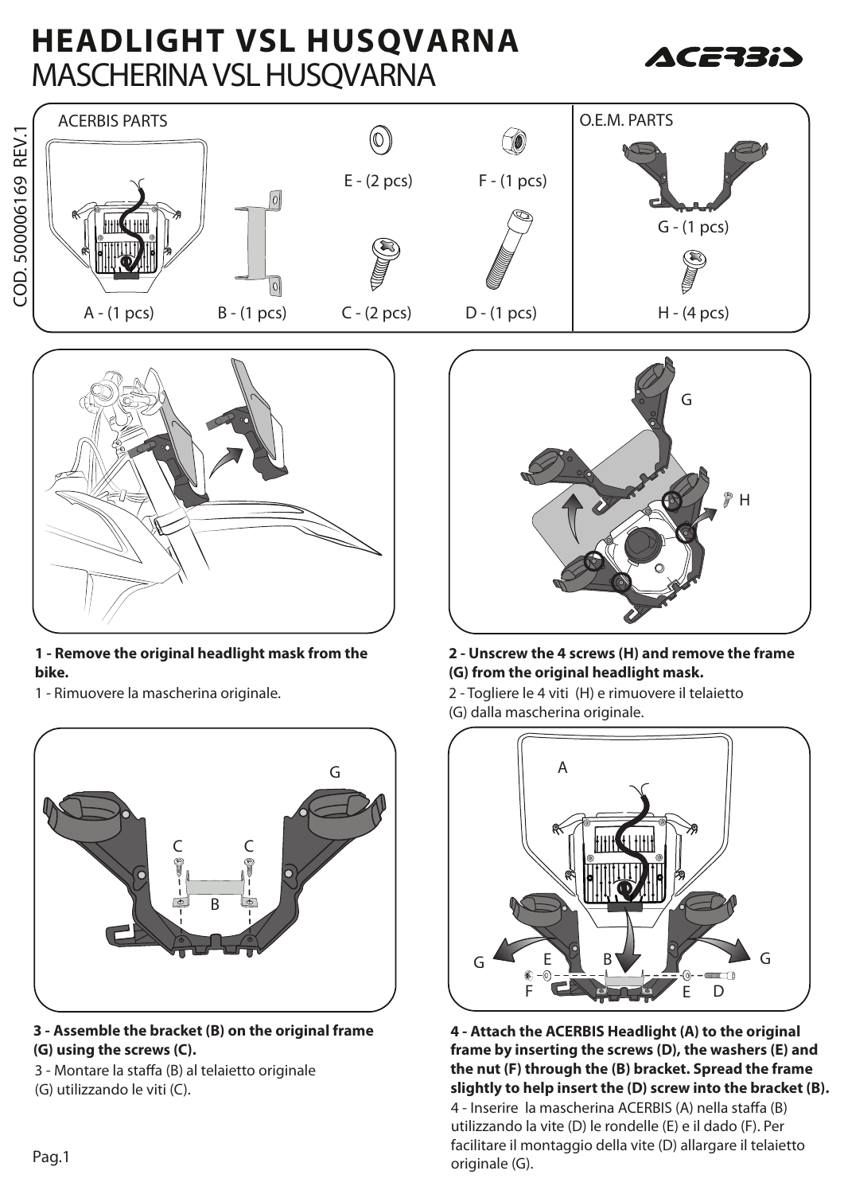# HEADLIGHT VSL HUSQVARNA

## MASCHERINA VSL HUSQVARNA

COD. 500006169 REV.1

**ACERBIS PARTS**

- A - (1 pcs)
- B - (1 pcs)
- C - (2 pcs)
- D - (1 pcs)
- E - (2 pcs)
- F - (1 pcs)

**O.E.M. PARTS**

- G - (1 pcs)
- H - (4 pcs)

**1 - Remove the original headlight mask from the bike.**

1 - Rimuovere la mascherina originale.

**2 - Unscrew the 4 screws (H) and remove the frame (G) from the original headlight mask.**

2 - Togliere le 4 viti (H) e rimuovere il telaietto (G) dalla mascherina originale.

**3 - Assemble the bracket (B) on the original frame (G) using the screws (C).**

3 - Montare la staffa (B) al telaietto originale (G) utilizzando le viti (C).

**4 - Attach the ACERBIS Headlight (A) to the original frame by inserting the screws (D), the washers (E) and the nut (F) through the (B) bracket. Spread the frame slightly to help insert the (D) screw into the bracket (B).**

4 - Inserire la mascherina ACERBIS (A) nella staffa (B) utilizzando la vite (D) le rondelle (E) e il dado (F). Per facilitare il montaggio della vite (D) allargare il telaietto originale (G).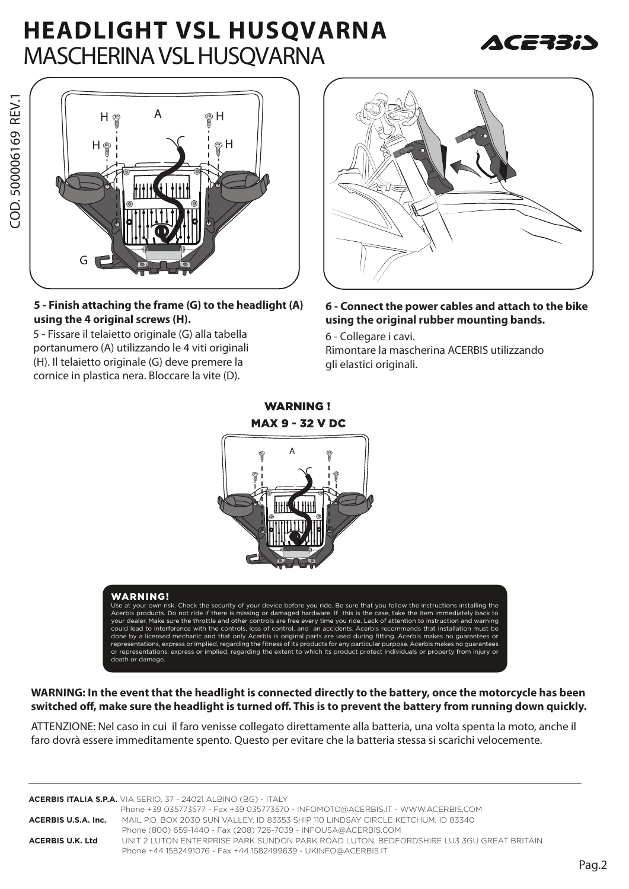# HEADLIGHT VSL HUSQVARNA

MASCHERINA VSL HUSQVARNA

ACERBIS

COD. 500006169 REV.1

H A H
H H
G

**5 - Finish attaching the frame (G) to the headlight (A) using the 4 original screws (H).**

5 - Fissare il telaietto originale (G) alla tabella portanumero (A) utilizzando le 4 viti originali (H). Il telaietto originale (G) deve premere la cornice in plastica nera. Bloccare la vite (D).

**6 - Connect the power cables and attach to the bike using the original rubber mounting bands.**

6 - Collegare i cavi.
Rimontare la mascherina ACERBIS utilizzando gli elastici originali.

**WARNING !**
**MAX 9 - 32 V DC**

A

**WARNING!**
Use at your own risk. Check the security of your device before you ride. Be sure that you follow the instructions installing the Acerbis products. Do not ride if there is missing or damaged hardware. If this is the case, take the item immediately back to your dealer. Make sure the throttle and other controls are free every time you ride. Lack of attention to instruction and warning could lead to interference with the controls, loss of control, and an accidents. Acerbis recommends that installation must be done by a licensed mechanic and that only Acerbis is original parts are used during fitting. Acerbis makes no guarantees or representations, express or implied, regarding the fitness of its products for any particular purpose. Acerbis makes no guarantees or representations, express or implied, regarding the extent to which its product protect individuals or property from injury or death or damage.

**WARNING: In the event that the headlight is connected directly to the battery, once the motorcycle has been switched off, make sure the headlight is turned off. This is to prevent the battery from running down quickly.**

ATTENZIONE: Nel caso in cui il faro venisse collegato direttamente alla batteria, una volta spenta la moto, anche il faro dovrà essere immeditamente spento. Questo per evitare che la batteria stessa si scarichi velocemente.

**ACERBIS ITALIA S.P.A.** VIA SERIO, 37 - 24021 ALBINO (BG) - ITALY
Phone +39 035773577 - Fax +39 035773570 - INFOMOTO@ACERBIS.IT - WWW.ACERBIS.COM

**ACERBIS U.S.A. Inc.** MAIL P.O. BOX 2030 SUN VALLEY, ID 83353 SHIP 110 LINDSAY CIRCLE KETCHUM, ID 83340
Phone (800) 659-1440 - Fax (208) 726-7039 - INFOUSA@ACERBIS.COM

**ACERBIS U.K. Ltd** UNIT 2 LUTON ENTERPRISE PARK SUNDON PARK ROAD LUTON, BEDFORDSHIRE LU3 3GU GREAT BRITAIN
Phone +44 1582491076 - Fax +44 1582499639 - UKINFO@ACERBIS.IT